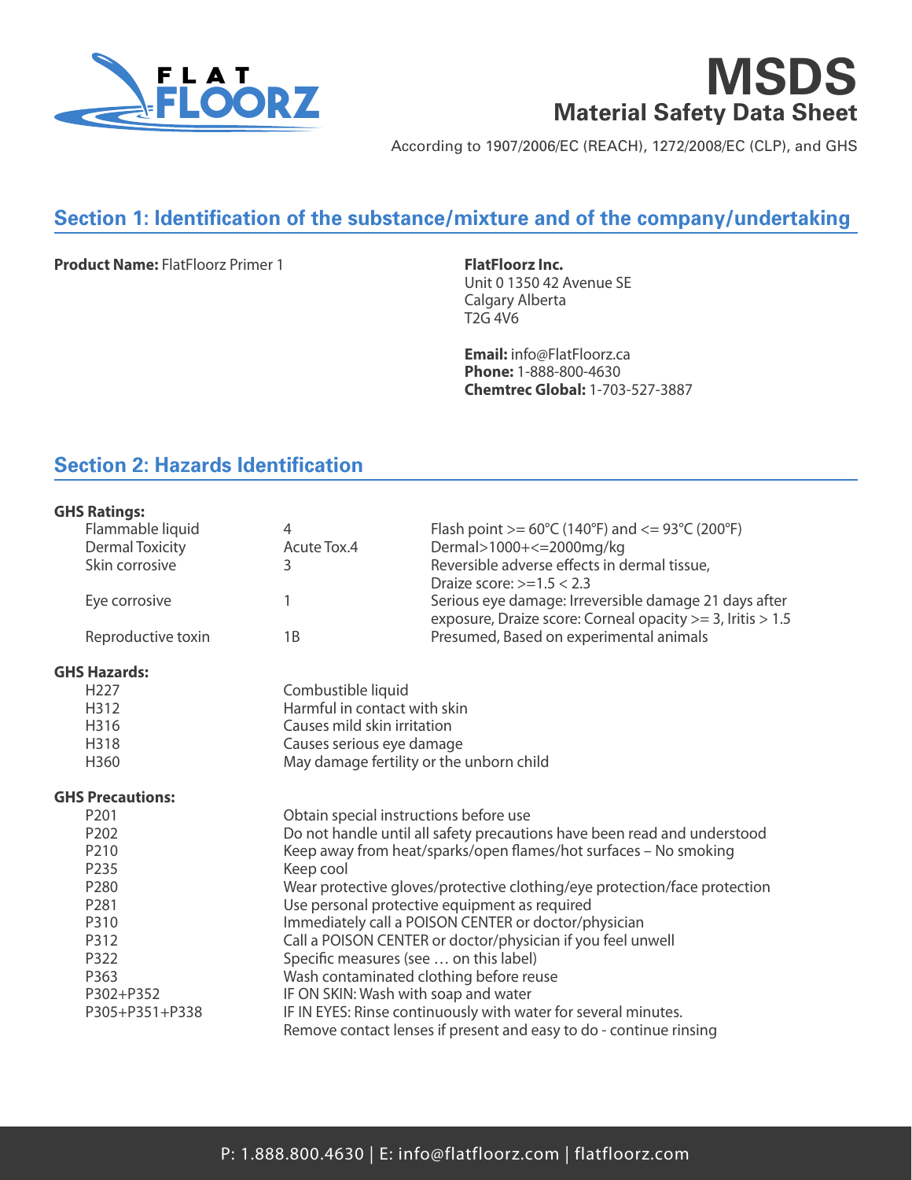# MSDS

## Material Safety Data Sheet

According to 1907/2006/EC (REACH), 1272/2008/EC (CLP), and GHS

## Section 1: Identification of the substance/mixture and of the company/undertaking

**Product Name:** FlatFloorz Primer 1

**FlatFloorz Inc.**
Unit 0 1350 42 Avenue SE
Calgary Alberta
T2G 4V6

**Email:** info@FlatFloorz.ca
**Phone:** 1-888-800-4630
**Chemtrec Global:** 1-703-527-3887

## Section 2: Hazards Identification

**GHS Ratings:**

| | | |
|---|---|---|
| Flammable liquid | 4 | Flash point >= 60°C (140°F) and <= 93°C (200°F) |
| Dermal Toxicity | Acute Tox.4 | Dermal>1000+<=2000mg/kg |
| Skin corrosive | 3 | Reversible adverse effects in dermal tissue, Draize score: >=1.5 < 2.3 |
| Eye corrosive | 1 | Serious eye damage: Irreversible damage 21 days after exposure, Draize score: Corneal opacity >= 3, Iritis > 1.5 |
| Reproductive toxin | 1B | Presumed, Based on experimental animals |

**GHS Hazards:**

| | |
|---|---|
| H227 | Combustible liquid |
| H312 | Harmful in contact with skin |
| H316 | Causes mild skin irritation |
| H318 | Causes serious eye damage |
| H360 | May damage fertility or the unborn child |

**GHS Precautions:**

| | |
|---|---|
| P201 | Obtain special instructions before use |
| P202 | Do not handle until all safety precautions have been read and understood |
| P210 | Keep away from heat/sparks/open flames/hot surfaces – No smoking |
| P235 | Keep cool |
| P280 | Wear protective gloves/protective clothing/eye protection/face protection |
| P281 | Use personal protective equipment as required |
| P310 | Immediately call a POISON CENTER or doctor/physician |
| P312 | Call a POISON CENTER or doctor/physician if you feel unwell |
| P322 | Specific measures (see … on this label) |
| P363 | Wash contaminated clothing before reuse |
| P302+P352 | IF ON SKIN: Wash with soap and water |
| P305+P351+P338 | IF IN EYES: Rinse continuously with water for several minutes. Remove contact lenses if present and easy to do - continue rinsing |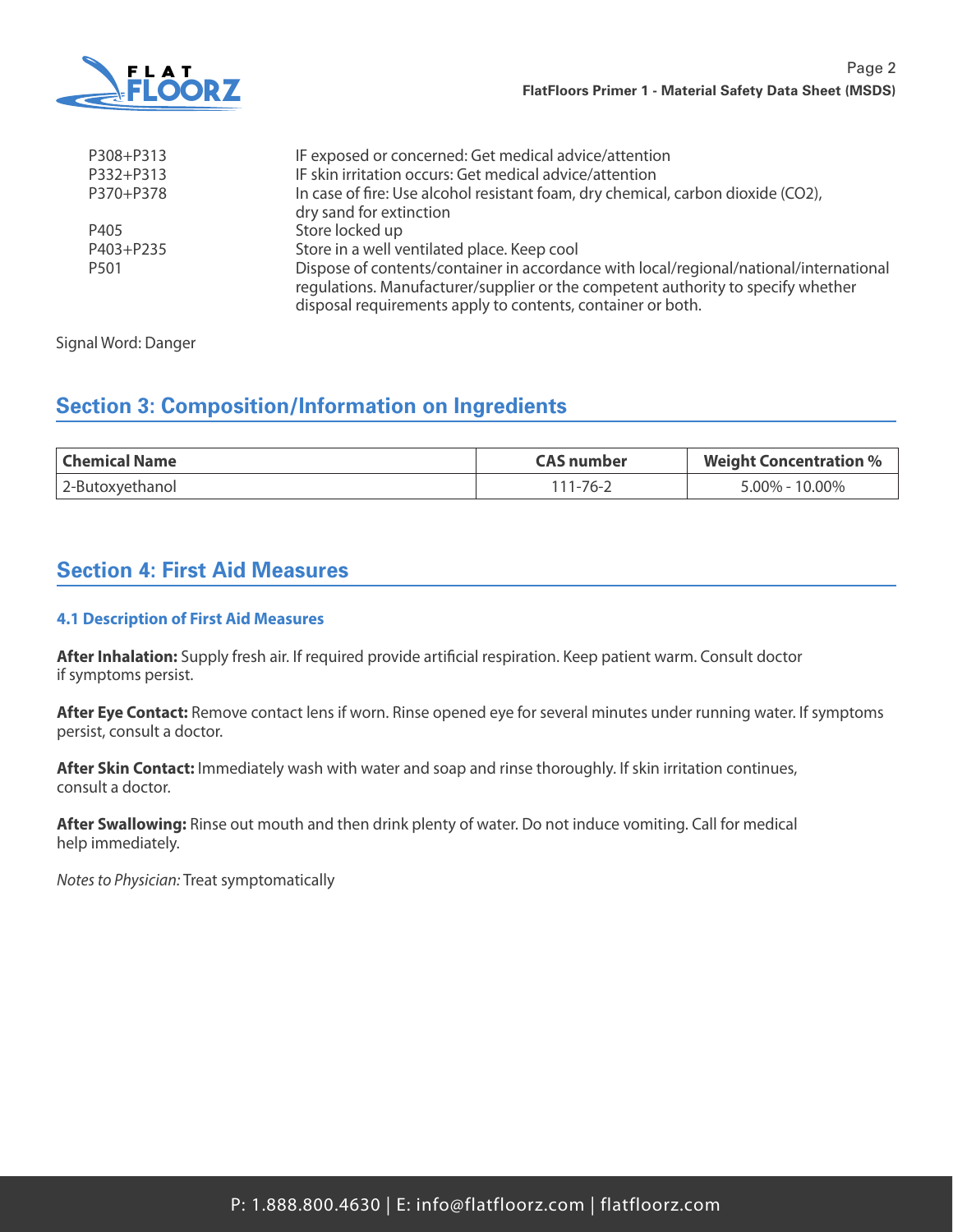| | |
|---|---|
| P308+P313 | IF exposed or concerned: Get medical advice/attention |
| P332+P313 | IF skin irritation occurs: Get medical advice/attention |
| P370+P378 | In case of fire: Use alcohol resistant foam, dry chemical, carbon dioxide (CO2), dry sand for extinction |
| P405 | Store locked up |
| P403+P235 | Store in a well ventilated place. Keep cool |
| P501 | Dispose of contents/container in accordance with local/regional/national/international regulations. Manufacturer/supplier or the competent authority to specify whether disposal requirements apply to contents, container or both. |

Signal Word: Danger

## Section 3: Composition/Information on Ingredients

| Chemical Name | CAS number | Weight Concentration % |
|---|---|---|
| 2-Butoxyethanol | 111-76-2 | 5.00% - 10.00% |

## Section 4: First Aid Measures

### 4.1 Description of First Aid Measures

**After Inhalation:** Supply fresh air. If required provide artificial respiration. Keep patient warm. Consult doctor if symptoms persist.

**After Eye Contact:** Remove contact lens if worn. Rinse opened eye for several minutes under running water. If symptoms persist, consult a doctor.

**After Skin Contact:** Immediately wash with water and soap and rinse thoroughly. If skin irritation continues, consult a doctor.

**After Swallowing:** Rinse out mouth and then drink plenty of water. Do not induce vomiting. Call for medical help immediately.

*Notes to Physician:* Treat symptomatically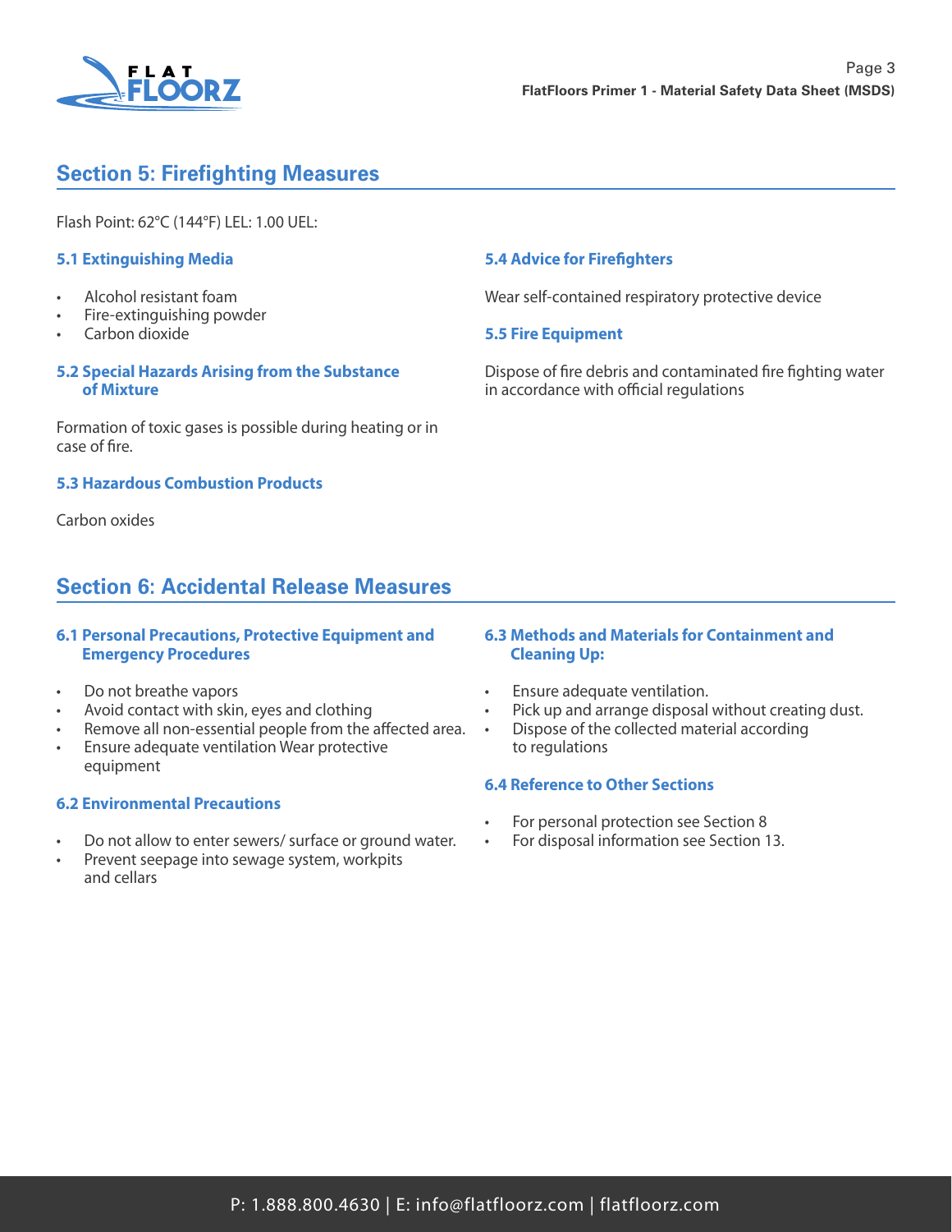## Section 5: Firefighting Measures

Flash Point: 62°C (144°F) LEL: 1.00 UEL:

### 5.1 Extinguishing Media

- Alcohol resistant foam
- Fire-extinguishing powder
- Carbon dioxide

### 5.2 Special Hazards Arising from the Substance of Mixture

Formation of toxic gases is possible during heating or in case of fire.

### 5.3 Hazardous Combustion Products

Carbon oxides

### 5.4 Advice for Firefighters

Wear self-contained respiratory protective device

### 5.5 Fire Equipment

Dispose of fire debris and contaminated fire fighting water in accordance with official regulations

## Section 6: Accidental Release Measures

### 6.1 Personal Precautions, Protective Equipment and Emergency Procedures

- Do not breathe vapors
- Avoid contact with skin, eyes and clothing
- Remove all non-essential people from the affected area.
- Ensure adequate ventilation Wear protective equipment

### 6.2 Environmental Precautions

- Do not allow to enter sewers/ surface or ground water.
- Prevent seepage into sewage system, workpits and cellars

### 6.3 Methods and Materials for Containment and Cleaning Up:

- Ensure adequate ventilation.
- Pick up and arrange disposal without creating dust.
- Dispose of the collected material according to regulations

### 6.4 Reference to Other Sections

- For personal protection see Section 8
- For disposal information see Section 13.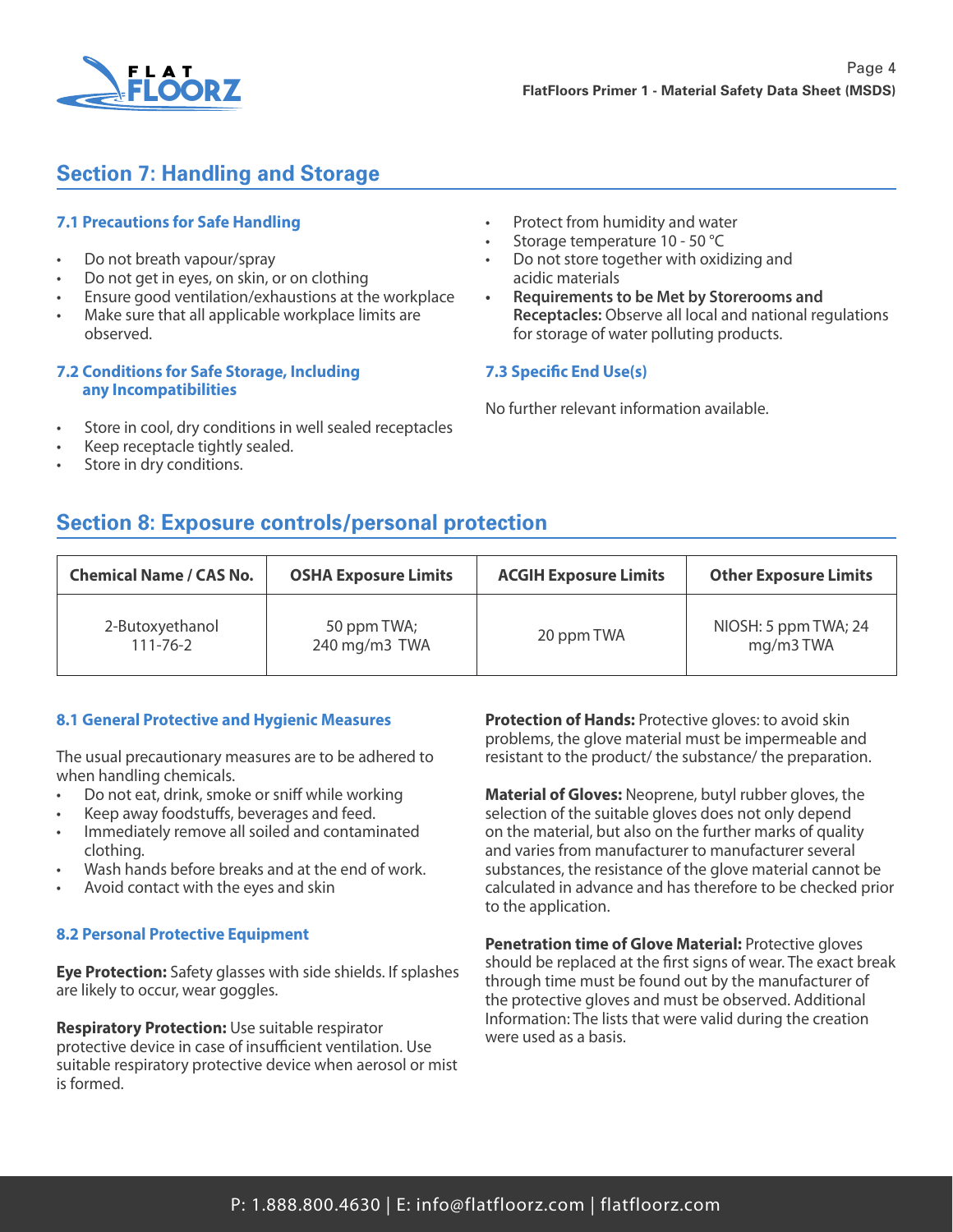## Section 7: Handling and Storage

### 7.1 Precautions for Safe Handling

- Do not breath vapour/spray
- Do not get in eyes, on skin, or on clothing
- Ensure good ventilation/exhaustions at the workplace
- Make sure that all applicable workplace limits are observed.

### 7.2 Conditions for Safe Storage, Including any Incompatibilities

- Store in cool, dry conditions in well sealed receptacles
- Keep receptacle tightly sealed.
- Store in dry conditions.
- Protect from humidity and water
- Storage temperature 10 - 50 °C
- Do not store together with oxidizing and acidic materials
- **Requirements to be Met by Storerooms and Receptacles:** Observe all local and national regulations for storage of water polluting products.

### 7.3 Specific End Use(s)

No further relevant information available.

## Section 8: Exposure controls/personal protection

| Chemical Name / CAS No. | OSHA Exposure Limits | ACGIH Exposure Limits | Other Exposure Limits |
|---|---|---|---|
| 2-Butoxyethanol 111-76-2 | 50 ppm TWA; 240 mg/m3 TWA | 20 ppm TWA | NIOSH: 5 ppm TWA; 24 mg/m3 TWA |

### 8.1 General Protective and Hygienic Measures

The usual precautionary measures are to be adhered to when handling chemicals.

- Do not eat, drink, smoke or sniff while working
- Keep away foodstuffs, beverages and feed.
- Immediately remove all soiled and contaminated clothing.
- Wash hands before breaks and at the end of work.
- Avoid contact with the eyes and skin

### 8.2 Personal Protective Equipment

**Eye Protection:** Safety glasses with side shields. If splashes are likely to occur, wear goggles.

**Respiratory Protection:** Use suitable respirator protective device in case of insufficient ventilation. Use suitable respiratory protective device when aerosol or mist is formed.

**Protection of Hands:** Protective gloves: to avoid skin problems, the glove material must be impermeable and resistant to the product/ the substance/ the preparation.

**Material of Gloves:** Neoprene, butyl rubber gloves, the selection of the suitable gloves does not only depend on the material, but also on the further marks of quality and varies from manufacturer to manufacturer several substances, the resistance of the glove material cannot be calculated in advance and has therefore to be checked prior to the application.

**Penetration time of Glove Material:** Protective gloves should be replaced at the first signs of wear. The exact break through time must be found out by the manufacturer of the protective gloves and must be observed. Additional Information: The lists that were valid during the creation were used as a basis.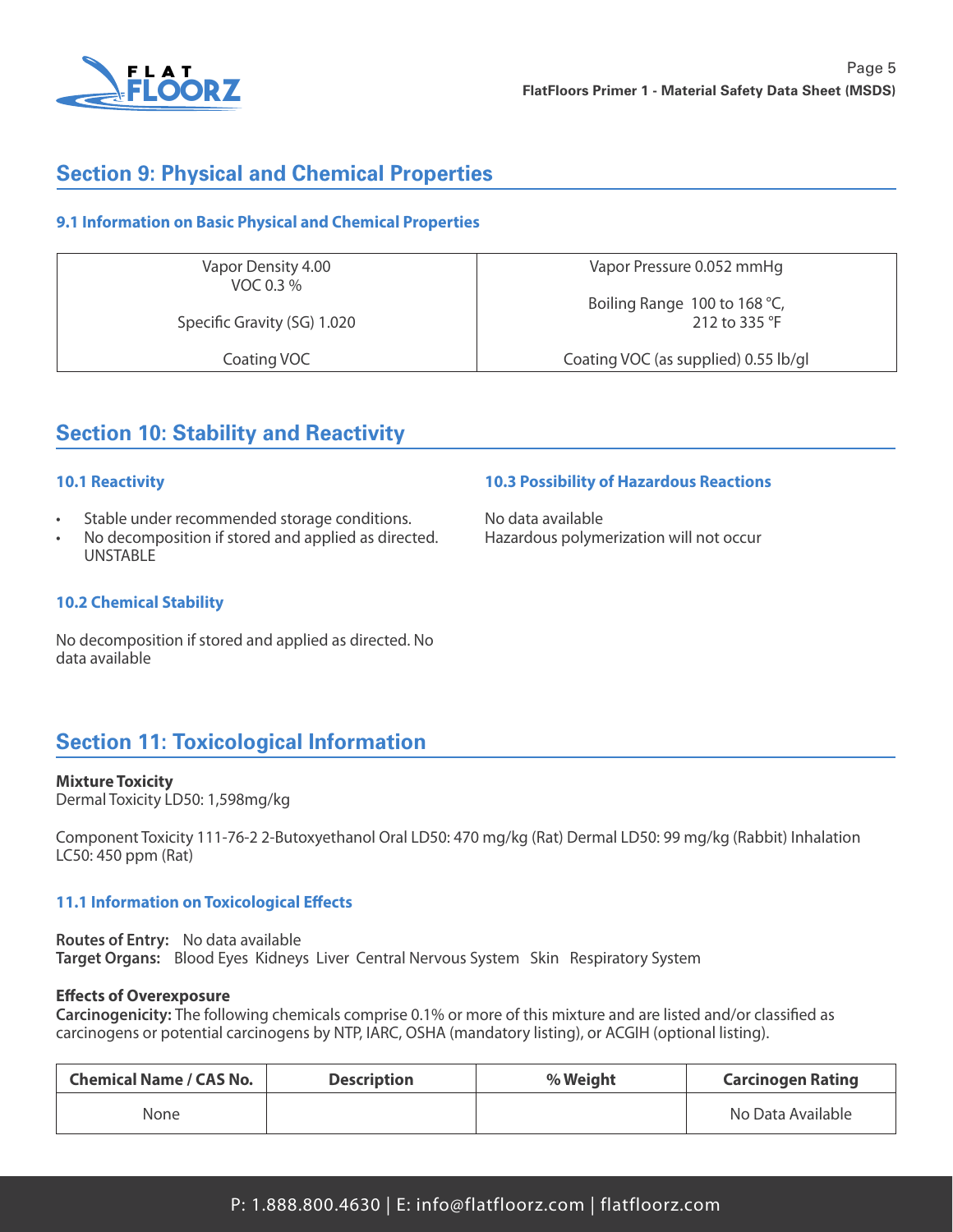## Section 9: Physical and Chemical Properties

### 9.1 Information on Basic Physical and Chemical Properties

| | |
|---|---|
| Vapor Density 4.00<br>VOC 0.3 %<br><br>Specific Gravity (SG) 1.020 | Vapor Pressure 0.052 mmHg<br><br>Boiling Range 100 to 168 °C,<br>212 to 335 °F |
| Coating VOC | Coating VOC (as supplied) 0.55 lb/gl |

## Section 10: Stability and Reactivity

### 10.1 Reactivity

- Stable under recommended storage conditions.
- No decomposition if stored and applied as directed. UNSTABLE

### 10.2 Chemical Stability

No decomposition if stored and applied as directed. No data available

### 10.3 Possibility of Hazardous Reactions

No data available
Hazardous polymerization will not occur

## Section 11: Toxicological Information

**Mixture Toxicity**
Dermal Toxicity LD50: 1,598mg/kg

Component Toxicity 111-76-2 2-Butoxyethanol Oral LD50: 470 mg/kg (Rat) Dermal LD50: 99 mg/kg (Rabbit) Inhalation LC50: 450 ppm (Rat)

### 11.1 Information on Toxicological Effects

**Routes of Entry:** No data available
**Target Organs:** Blood Eyes Kidneys Liver Central Nervous System Skin Respiratory System

**Effects of Overexposure**
**Carcinogenicity:** The following chemicals comprise 0.1% or more of this mixture and are listed and/or classified as carcinogens or potential carcinogens by NTP, IARC, OSHA (mandatory listing), or ACGIH (optional listing).

| Chemical Name / CAS No. | Description | % Weight | Carcinogen Rating |
|---|---|---|---|
| None | | | No Data Available |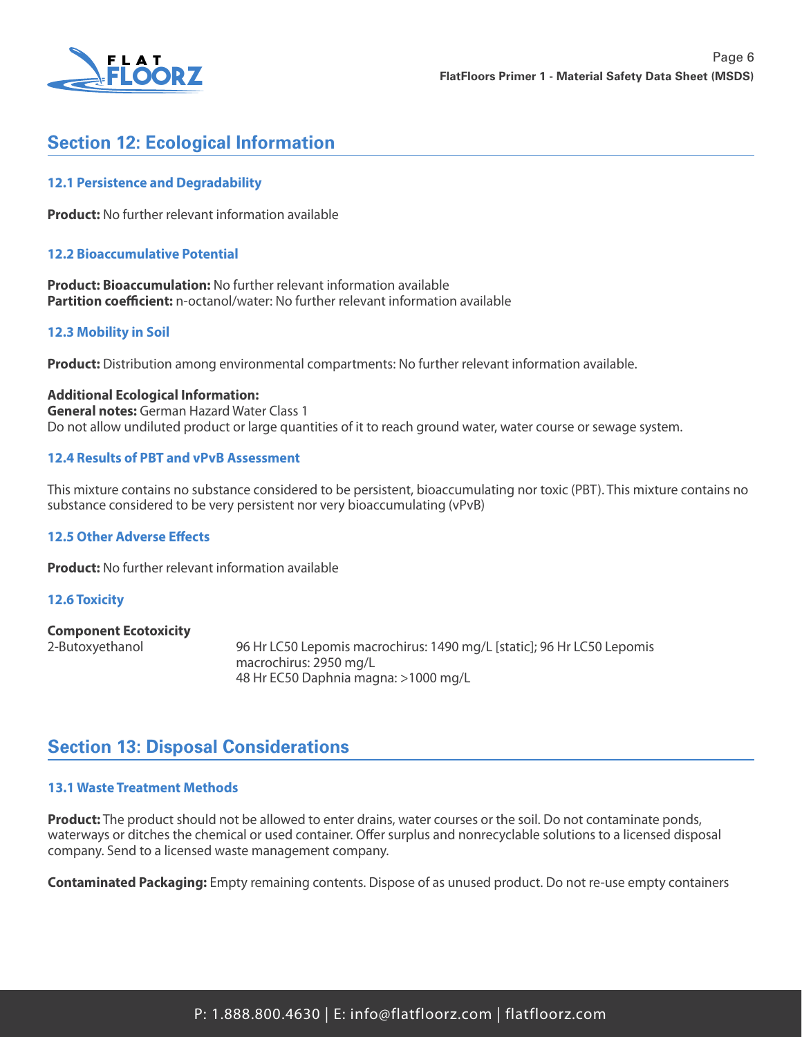## Section 12: Ecological Information

### 12.1 Persistence and Degradability

**Product:** No further relevant information available

### 12.2 Bioaccumulative Potential

**Product: Bioaccumulation:** No further relevant information available
**Partition coefficient:** n-octanol/water: No further relevant information available

### 12.3 Mobility in Soil

**Product:** Distribution among environmental compartments: No further relevant information available.

**Additional Ecological Information:**
**General notes:** German Hazard Water Class 1
Do not allow undiluted product or large quantities of it to reach ground water, water course or sewage system.

### 12.4 Results of PBT and vPvB Assessment

This mixture contains no substance considered to be persistent, bioaccumulating nor toxic (PBT). This mixture contains no substance considered to be very persistent nor very bioaccumulating (vPvB)

### 12.5 Other Adverse Effects

**Product:** No further relevant information available

### 12.6 Toxicity

**Component Ecotoxicity**

| | |
|---|---|
| 2-Butoxyethanol | 96 Hr LC50 Lepomis macrochirus: 1490 mg/L [static]; 96 Hr LC50 Lepomis macrochirus: 2950 mg/L<br>48 Hr EC50 Daphnia magna: >1000 mg/L |

## Section 13: Disposal Considerations

### 13.1 Waste Treatment Methods

**Product:** The product should not be allowed to enter drains, water courses or the soil. Do not contaminate ponds, waterways or ditches the chemical or used container. Offer surplus and nonrecyclable solutions to a licensed disposal company. Send to a licensed waste management company.

**Contaminated Packaging:** Empty remaining contents. Dispose of as unused product. Do not re-use empty containers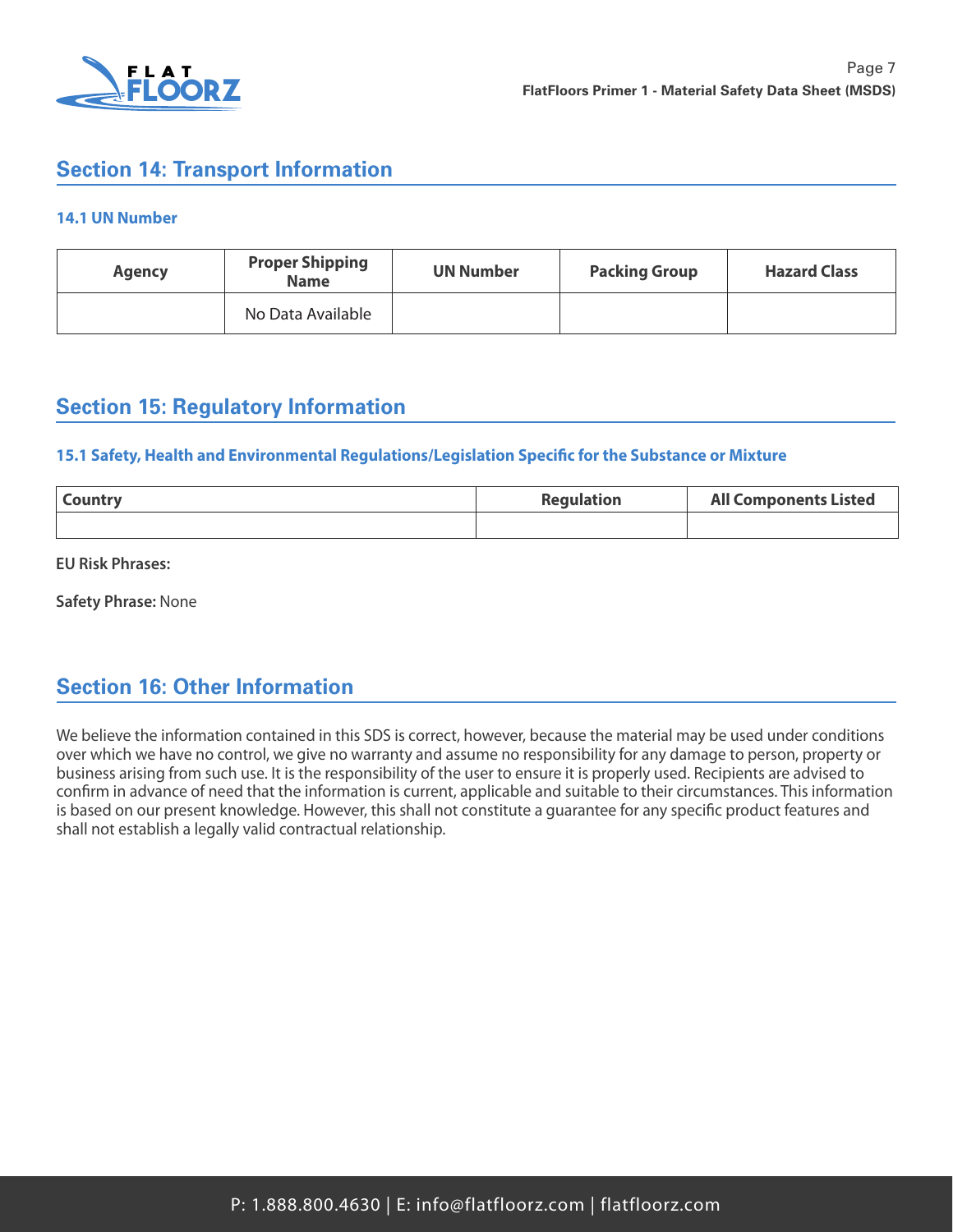## Section 14: Transport Information

### 14.1 UN Number

| Agency | Proper Shipping Name | UN Number | Packing Group | Hazard Class |
|---|---|---|---|---|
| | No Data Available | | | |

## Section 15: Regulatory Information

### 15.1 Safety, Health and Environmental Regulations/Legislation Specific for the Substance or Mixture

| Country | Regulation | All Components Listed |
|---|---|---|
| | | |

**EU Risk Phrases:**

**Safety Phrase:** None

## Section 16: Other Information

We believe the information contained in this SDS is correct, however, because the material may be used under conditions over which we have no control, we give no warranty and assume no responsibility for any damage to person, property or business arising from such use. It is the responsibility of the user to ensure it is properly used. Recipients are advised to confirm in advance of need that the information is current, applicable and suitable to their circumstances. This information is based on our present knowledge. However, this shall not constitute a guarantee for any specific product features and shall not establish a legally valid contractual relationship.